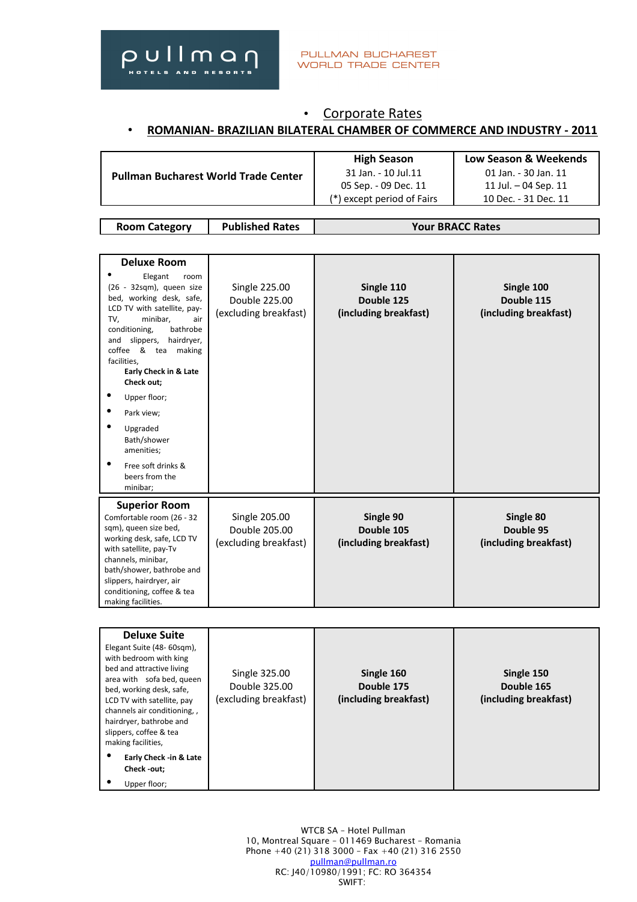pullman HOTELS AND RESORTS

PULLMAN BUCHAREST WORLD TRADE CENTER

- Corporate Rates
- **ROMANIAN- BRAZILIAN BILATERAL CHAMBER OF COMMERCE AND INDUSTRY - 2011**

| Room Category | Published Rates | Your BRACC Rates | |
|---|---|---|---|
| **Pullman Bucharest World Trade Center** | | **High Season**<br>31 Jan. - 10 Jul.11<br>05 Sep. - 09 Dec. 11<br>(*) except period of Fairs | **Low Season & Weekends**<br>01 Jan. - 30 Jan. 11<br>11 Jul. – 04 Sep. 11<br>10 Dec. - 31 Dec. 11 |
| **Deluxe Room**<br>• Elegant room (26 - 32sqm), queen size bed, working desk, safe, LCD TV with satellite, pay-TV, minibar, air conditioning, bathrobe and slippers, hairdryer, coffee & tea making facilities,<br>**Early Check in & Late Check out;**<br>• Upper floor;<br>• Park view;<br>• Upgraded Bath/shower amenities;<br>• Free soft drinks & beers from the minibar; | Single 225.00<br>Double 225.00<br>(excluding breakfast) | **Single 110**<br>**Double 125**<br>**(including breakfast)** | **Single 100**<br>**Double 115**<br>**(including breakfast)** |
| **Superior Room**<br>Comfortable room (26 - 32 sqm), queen size bed, working desk, safe, LCD TV with satellite, pay-Tv channels, minibar, bath/shower, bathrobe and slippers, hairdryer, air conditioning, coffee & tea making facilities. | Single 205.00<br>Double 205.00<br>(excluding breakfast) | **Single 90**<br>**Double 105**<br>**(including breakfast)** | **Single 80**<br>**Double 95**<br>**(including breakfast)** |
| **Deluxe Suite**<br>Elegant Suite (48- 60sqm), with bedroom with king bed and attractive living area with sofa bed, queen bed, working desk, safe, LCD TV with satellite, pay channels air conditioning, , hairdryer, bathrobe and slippers, coffee & tea making facilities,<br>• **Early Check -in & Late Check -out;**<br>• Upper floor; | Single 325.00<br>Double 325.00<br>(excluding breakfast) | **Single 160**<br>**Double 175**<br>**(including breakfast)** | **Single 150**<br>**Double 165**<br>**(including breakfast)** |

WTCB SA – Hotel Pullman
10, Montreal Square – 011469 Bucharest – Romania
Phone +40 (21) 318 3000 – Fax +40 (21) 316 2550
pullman@pullman.ro
RC: J40/10980/1991; FC: RO 364354
SWIFT: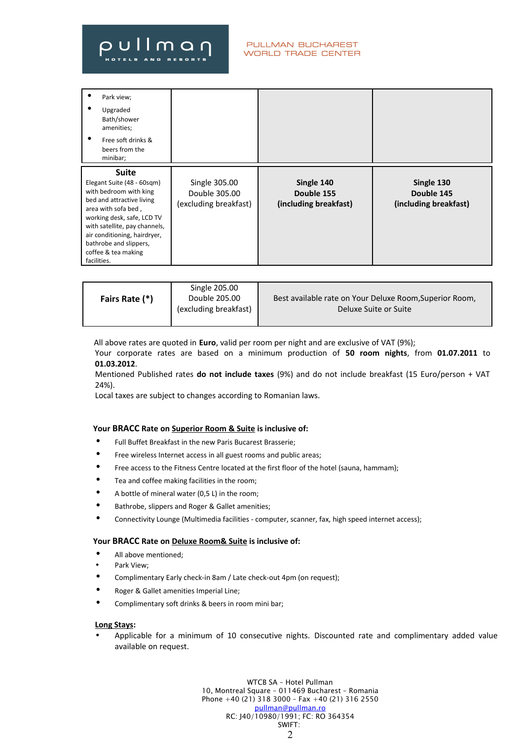PULLMAN BUCHAREST WORLD TRADE CENTER

| | | | |
|---|---|---|---|
| • Park view; • Upgraded Bath/shower amenities; • Free soft drinks & beers from the minibar; | | | |
| **Suite** Elegant Suite (48 - 60sqm) with bedroom with king bed and attractive living area with sofa bed , working desk, safe, LCD TV with satellite, pay channels, air conditioning, hairdryer, bathrobe and slippers, coffee & tea making facilities. | Single 305.00 Double 305.00 (excluding breakfast) | **Single 140 Double 155 (including breakfast)** | **Single 130 Double 145 (including breakfast)** |

| | | |
|---|---|---|
| **Fairs Rate (*)** | Single 205.00 Double 205.00 (excluding breakfast) | Best available rate on Your Deluxe Room,Superior Room, Deluxe Suite or Suite |

All above rates are quoted in **Euro**, valid per room per night and are exclusive of VAT (9%);
Your corporate rates are based on a minimum production of **50 room nights**, from **01.07.2011** to **01.03.2012**.
Mentioned Published rates **do not include taxes** (9%) and do not include breakfast (15 Euro/person + VAT 24%).
Local taxes are subject to changes according to Romanian laws.

**Your BRACC Rate on <u>Superior Room & Suite</u> is inclusive of:**

- Full Buffet Breakfast in the new Paris Bucarest Brasserie;
- Free wireless Internet access in all guest rooms and public areas;
- Free access to the Fitness Centre located at the first floor of the hotel (sauna, hammam);
- Tea and coffee making facilities in the room;
- A bottle of mineral water (0,5 L) in the room;
- Bathrobe, slippers and Roger & Gallet amenities;
- Connectivity Lounge (Multimedia facilities - computer, scanner, fax, high speed internet access);

**Your BRACC Rate on <u>Deluxe Room& Suite</u> is inclusive of:**

- All above mentioned;
- Park View;
- Complimentary Early check-in 8am / Late check-out 4pm (on request);
- Roger & Gallet amenities Imperial Line;
- Complimentary soft drinks & beers in room mini bar;

**<u>Long Stays</u>:**

- Applicable for a minimum of 10 consecutive nights. Discounted rate and complimentary added value available on request.

WTCB SA – Hotel Pullman
10, Montreal Square – 011469 Bucharest – Romania
Phone +40 (21) 318 3000 – Fax +40 (21) 316 2550
pullman@pullman.ro
RC: J40/10980/1991; FC: RO 364354
SWIFT: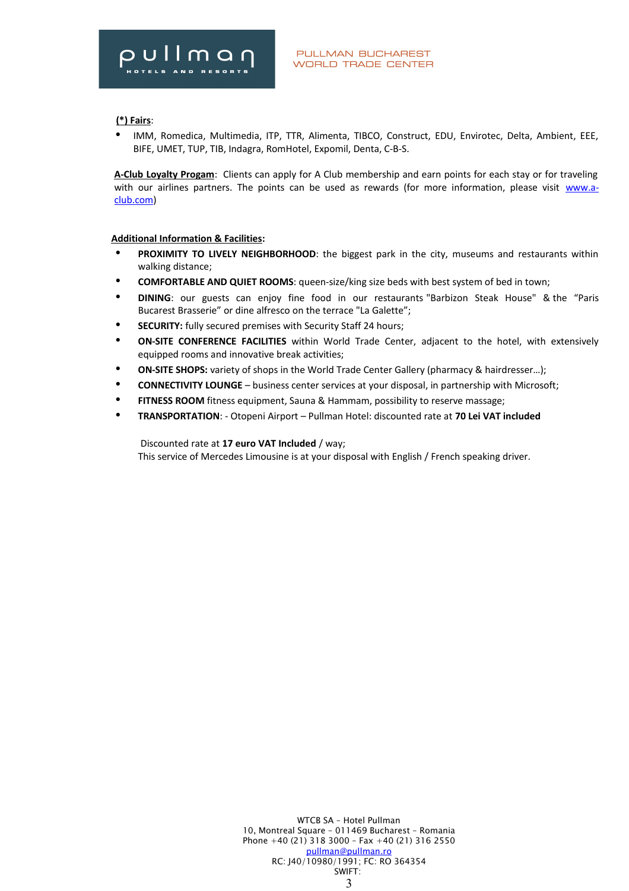**(*) Fairs**:

- IMM, Romedica, Multimedia, ITP, TTR, Alimenta, TIBCO, Construct, EDU, Envirotec, Delta, Ambient, EEE, BIFE, UMET, TUP, TIB, Indagra, RomHotel, Expomil, Denta, C-B-S.

**A-Club Loyalty Progam**: Clients can apply for A Club membership and earn points for each stay or for traveling with our airlines partners. The points can be used as rewards (for more information, please visit www.a-club.com)

**Additional Information & Facilities:**

- **PROXIMITY TO LIVELY NEIGHBORHOOD**: the biggest park in the city, museums and restaurants within walking distance;
- **COMFORTABLE AND QUIET ROOMS**: queen-size/king size beds with best system of bed in town;
- **DINING**: our guests can enjoy fine food in our restaurants "Barbizon Steak House" & the "Paris Bucarest Brasserie" or dine alfresco on the terrace "La Galette";
- **SECURITY:** fully secured premises with Security Staff 24 hours;
- **ON-SITE CONFERENCE FACILITIES** within World Trade Center, adjacent to the hotel, with extensively equipped rooms and innovative break activities;
- **ON-SITE SHOPS:** variety of shops in the World Trade Center Gallery (pharmacy & hairdresser…);
- **CONNECTIVITY LOUNGE** – business center services at your disposal, in partnership with Microsoft;
- **FITNESS ROOM** fitness equipment, Sauna & Hammam, possibility to reserve massage;
- **TRANSPORTATION**: - Otopeni Airport – Pullman Hotel: discounted rate at **70 Lei VAT included**

  Discounted rate at **17 euro VAT Included** / way;
  This service of Mercedes Limousine is at your disposal with English / French speaking driver.

WTCB SA – Hotel Pullman
10, Montreal Square – 011469 Bucharest – Romania
Phone +40 (21) 318 3000 – Fax +40 (21) 316 2550
pullman@pullman.ro
RC: J40/10980/1991; FC: RO 364354
SWIFT: